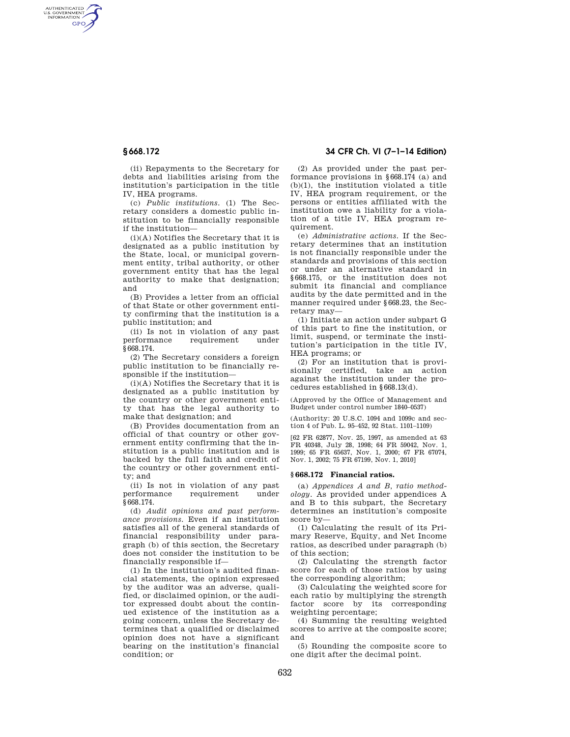(ii) Repayments to the Secretary for debts and liabilities arising from the institution's participation in the title IV, HEA programs.

(c) *Public institutions.* (1) The Secretary considers a domestic public institution to be financially responsible if the institution—

(i)(A) Notifies the Secretary that it is designated as a public institution by the State, local, or municipal government entity, tribal authority, or other government entity that has the legal authority to make that designation; and

(B) Provides a letter from an official of that State or other government entity confirming that the institution is a public institution; and

(ii) Is not in violation of any past performance requirement under §668.174.

(2) The Secretary considers a foreign public institution to be financially responsible if the institution—

(i)(A) Notifies the Secretary that it is designated as a public institution by the country or other government entity that has the legal authority to make that designation; and

(B) Provides documentation from an official of that country or other government entity confirming that the institution is a public institution and is backed by the full faith and credit of the country or other government entity; and

(ii) Is not in violation of any past performance requirement under §668.174.

(d) *Audit opinions and past performance provisions.* Even if an institution satisfies all of the general standards of financial responsibility under paragraph (b) of this section, the Secretary does not consider the institution to be financially responsible if—

(1) In the institution's audited financial statements, the opinion expressed by the auditor was an adverse, qualified, or disclaimed opinion, or the auditor expressed doubt about the continued existence of the institution as a going concern, unless the Secretary determines that a qualified or disclaimed opinion does not have a significant bearing on the institution's financial condition; or

(2) As provided under the past performance provisions in §668.174 (a) and (b)(1), the institution violated a title IV, HEA program requirement, or the persons or entities affiliated with the institution owe a liability for a violation of a title IV, HEA program requirement.

(e) *Administrative actions.* If the Secretary determines that an institution is not financially responsible under the standards and provisions of this section or under an alternative standard in §668.175, or the institution does not submit its financial and compliance audits by the date permitted and in the manner required under §668.23, the Secretary may—

(1) Initiate an action under subpart G of this part to fine the institution, or limit, suspend, or terminate the institution's participation in the title IV, HEA programs; or

(2) For an institution that is provisionally certified, take an action against the institution under the procedures established in §668.13(d).

(Approved by the Office of Management and Budget under control number 1840–0537)

(Authority: 20 U.S.C. 1094 and 1099c and section 4 of Pub. L. 95–452, 92 Stat. 1101–1109)

[62 FR 62877, Nov. 25, 1997, as amended at 63 FR 40348, July 28, 1998; 64 FR 59042, Nov. 1, 1999; 65 FR 65637, Nov. 1, 2000; 67 FR 67074, Nov. 1, 2002; 75 FR 67199, Nov. 1, 2010]

## § 668.172 Financial ratios.

(a) *Appendices A and B, ratio methodology.* As provided under appendices A and B to this subpart, the Secretary determines an institution's composite score by—

(1) Calculating the result of its Primary Reserve, Equity, and Net Income ratios, as described under paragraph (b) of this section;

(2) Calculating the strength factor score for each of those ratios by using the corresponding algorithm;

(3) Calculating the weighted score for each ratio by multiplying the strength factor score by its corresponding weighting percentage;

(4) Summing the resulting weighted scores to arrive at the composite score; and

(5) Rounding the composite score to one digit after the decimal point.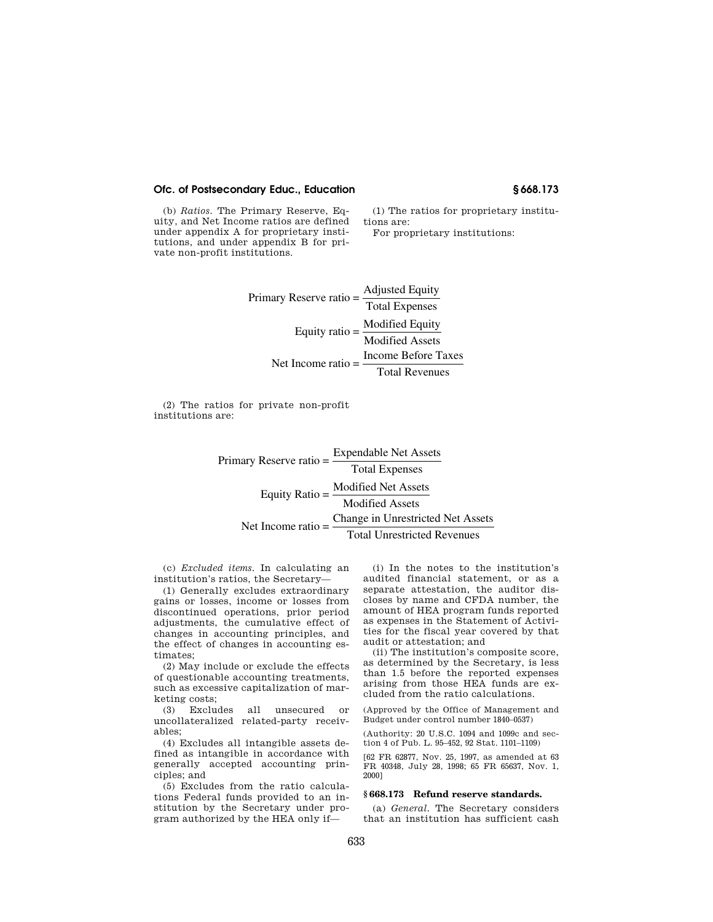(b) *Ratios*. The Primary Reserve, Equity, and Net Income ratios are defined under appendix A for proprietary institutions, and under appendix B for private non-profit institutions.

(1) The ratios for proprietary institutions are:

For proprietary institutions:

$$\text{Primary Reserve ratio} = \frac{\text{Adjusted Equity}}{\text{Total Expenses}}$$

$$\text{Equity ratio} = \frac{\text{Modified Equity}}{\text{Modified Assets}}$$

$$\text{Net Income ratio} = \frac{\text{Income Before Taxes}}{\text{Total Revenues}}$$

(2) The ratios for private non-profit institutions are:

$$\text{Primary Reserve ratio} = \frac{\text{Expendable Net Assets}}{\text{Total Expenses}}$$

$$\text{Equity Ratio} = \frac{\text{Modified Net Assets}}{\text{Modified Assets}}$$

$$\text{Net Income ratio} = \frac{\text{Change in Unrestricted Net Assets}}{\text{Total Unrestricted Revenues}}$$

(c) *Excluded items*. In calculating an institution's ratios, the Secretary—

(1) Generally excludes extraordinary gains or losses, income or losses from discontinued operations, prior period adjustments, the cumulative effect of changes in accounting principles, and the effect of changes in accounting estimates;

(2) May include or exclude the effects of questionable accounting treatments, such as excessive capitalization of marketing costs;

(3) Excludes all unsecured or uncollateralized related-party receivables;

(4) Excludes all intangible assets defined as intangible in accordance with generally accepted accounting principles; and

(5) Excludes from the ratio calculations Federal funds provided to an institution by the Secretary under program authorized by the HEA only if—

(i) In the notes to the institution's audited financial statement, or as a separate attestation, the auditor discloses by name and CFDA number, the amount of HEA program funds reported as expenses in the Statement of Activities for the fiscal year covered by that audit or attestation; and

(ii) The institution's composite score, as determined by the Secretary, is less than 1.5 before the reported expenses arising from those HEA funds are excluded from the ratio calculations.

(Approved by the Office of Management and Budget under control number 1840–0537)

(Authority: 20 U.S.C. 1094 and 1099c and section 4 of Pub. L. 95–452, 92 Stat. 1101–1109)

[62 FR 62877, Nov. 25, 1997, as amended at 63 FR 40348, July 28, 1998; 65 FR 65637, Nov. 1, 2000]

### § 668.173 Refund reserve standards.

(a) *General*. The Secretary considers that an institution has sufficient cash